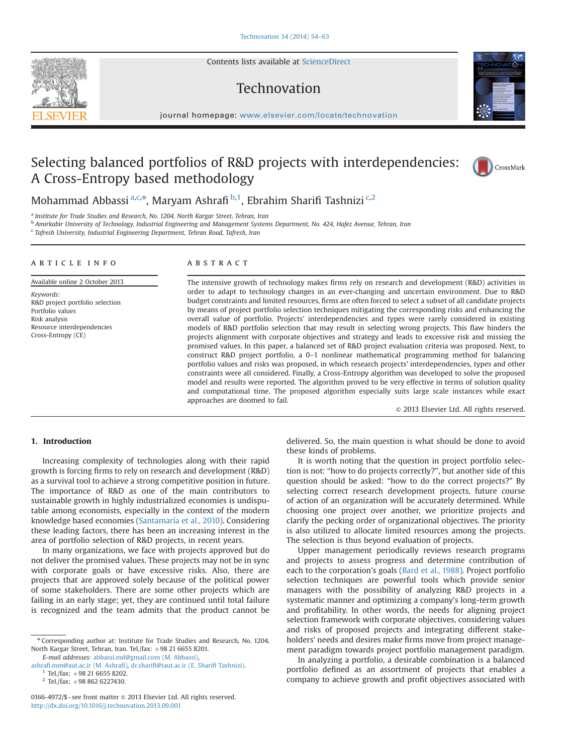# Selecting balanced portfolios of R&D projects with interdependencies: A Cross-Entropy based methodology

Mohammad Abbassi [a,c,*], Maryam Ashrafi [b,1], Ebrahim Sharifi Tashnizi [c,2]

[a] Institute for Trade Studies and Research, No. 1204, North Kargar Street, Tehran, Iran
[b] Amirkabir University of Technology, Industrial Engineering and Management Systems Department, No. 424, Hafez Avenue, Tehran, Iran
[c] Tafresh University, Industrial Engineering Department, Tehran Road, Tafresh, Iran

## ARTICLE INFO

Available online 2 October 2013

*Keywords:*
R&D project portfolio selection
Portfolio values
Risk analysis
Resource interdependencies
Cross-Entropy (CE)

## ABSTRACT

The intensive growth of technology makes firms rely on research and development (R&D) activities in order to adapt to technology changes in an ever-changing and uncertain environment. Due to R&D budget constraints and limited resources, firms are often forced to select a subset of all candidate projects by means of project portfolio selection techniques mitigating the corresponding risks and enhancing the overall value of portfolio. Projects' interdependencies and types were rarely considered in existing models of R&D portfolio selection that may result in selecting wrong projects. This flaw hinders the projects alignment with corporate objectives and strategy and leads to excessive risk and missing the promised values. In this paper, a balanced set of R&D project evaluation criteria was proposed. Next, to construct R&D project portfolio, a 0–1 nonlinear mathematical programming method for balancing portfolio values and risks was proposed, in which research projects' interdependencies, types and other constraints were all considered. Finally, a Cross-Entropy algorithm was developed to solve the proposed model and results were reported. The algorithm proved to be very effective in terms of solution quality and computational time. The proposed algorithm especially suits large scale instances while exact approaches are doomed to fail.

© 2013 Elsevier Ltd. All rights reserved.

## 1. Introduction

Increasing complexity of technologies along with their rapid growth is forcing firms to rely on research and development (R&D) as a survival tool to achieve a strong competitive position in future. The importance of R&D as one of the main contributors to sustainable growth in highly industrialized economies is undisputable among economists, especially in the context of the modern knowledge based economies (Santamaría et al., 2010). Considering these leading factors, there has been an increasing interest in the area of portfolio selection of R&D projects, in recent years.

In many organizations, we face with projects approved but do not deliver the promised values. These projects may not be in sync with corporate goals or have excessive risks. Also, there are projects that are approved solely because of the political power of some stakeholders. There are some other projects which are failing in an early stage; yet, they are continued until total failure is recognized and the team admits that the product cannot be delivered. So, the main question is what should be done to avoid these kinds of problems.

It is worth noting that the question in project portfolio selection is not: "how to do projects correctly?", but another side of this question should be asked: "how to do the correct projects?" By selecting correct research development projects, future course of action of an organization will be accurately determined. While choosing one project over another, we prioritize projects and clarify the pecking order of organizational objectives. The priority is also utilized to allocate limited resources among the projects. The selection is thus beyond evaluation of projects.

Upper management periodically reviews research programs and projects to assess progress and determine contribution of each to the corporation's goals (Bard et al., 1988). Project portfolio selection techniques are powerful tools which provide senior managers with the possibility of analyzing R&D projects in a systematic manner and optimizing a company's long-term growth and profitability. In other words, the needs for aligning project selection framework with corporate objectives, considering values and risks of proposed projects and integrating different stakeholders' needs and desires make firms move from project management paradigm towards project portfolio management paradigm.

In analyzing a portfolio, a desirable combination is a balanced portfolio defined as an assortment of projects that enables a company to achieve growth and profit objectives associated with

---

* Corresponding author at: Institute for Trade Studies and Research, No. 1204, North Kargar Street, Tehran, Iran. Tel./fax: +98 21 6655 8201.
*E-mail addresses:* abbassi.md@gmail.com (M. Abbassi), ashrafi.mm@aut.ac.ir (M. Ashrafi), dr.sharifi@taut.ac.ir (E. Sharifi Tashnizi).
[1] Tel./fax: +98 21 6655 8202.
[2] Tel./fax: +98 862 6227430.

0166-4972/$ - see front matter © 2013 Elsevier Ltd. All rights reserved.
http://dx.doi.org/10.1016/j.technovation.2013.09.001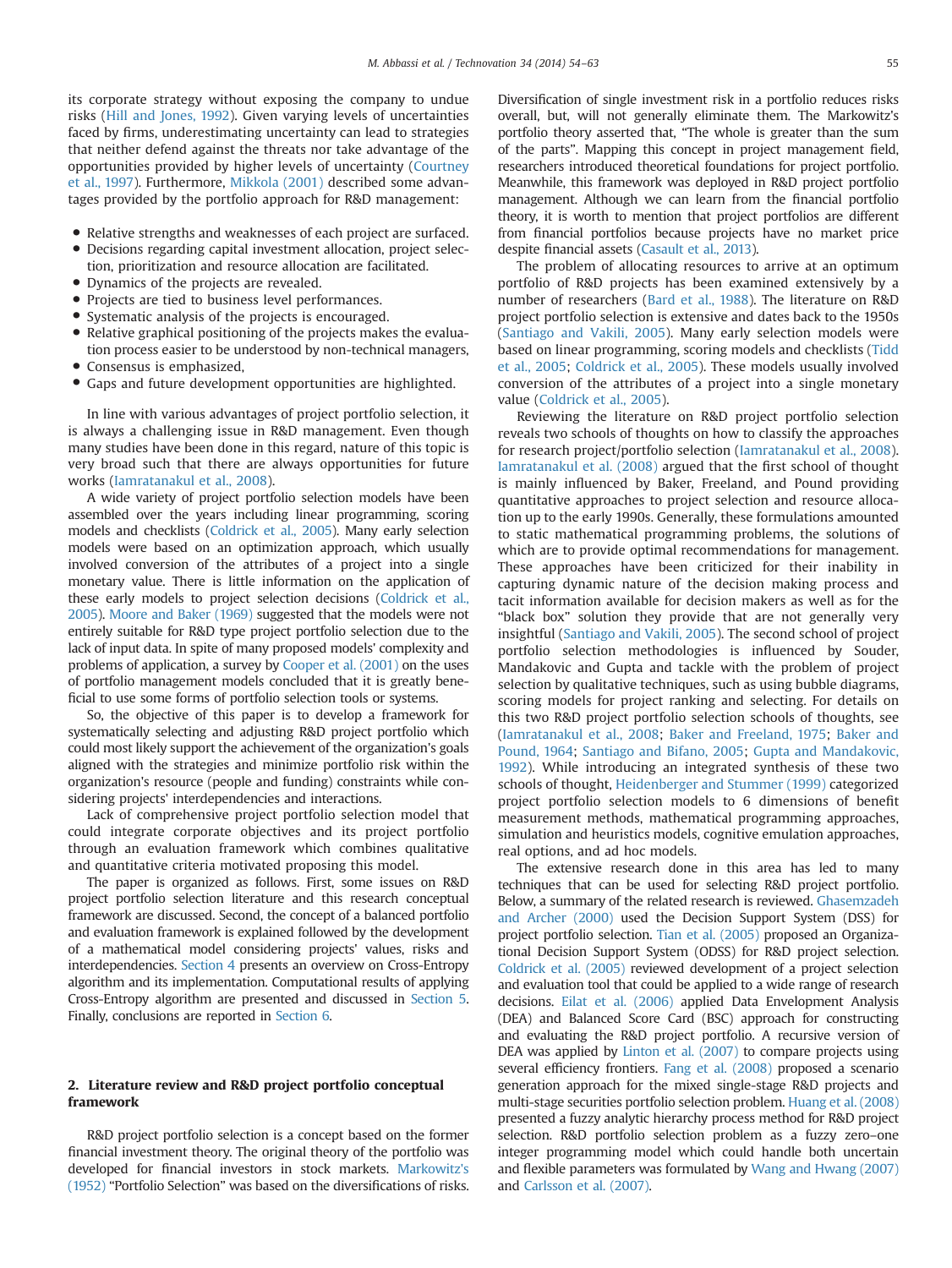its corporate strategy without exposing the company to undue risks (Hill and Jones, 1992). Given varying levels of uncertainties faced by firms, underestimating uncertainty can lead to strategies that neither defend against the threats nor take advantage of the opportunities provided by higher levels of uncertainty (Courtney et al., 1997). Furthermore, Mikkola (2001) described some advantages provided by the portfolio approach for R&D management:

- Relative strengths and weaknesses of each project are surfaced.
- Decisions regarding capital investment allocation, project selection, prioritization and resource allocation are facilitated.
- Dynamics of the projects are revealed.
- Projects are tied to business level performances.
- Systematic analysis of the projects is encouraged.
- Relative graphical positioning of the projects makes the evaluation process easier to be understood by non-technical managers,
- Consensus is emphasized,
- Gaps and future development opportunities are highlighted.

In line with various advantages of project portfolio selection, it is always a challenging issue in R&D management. Even though many studies have been done in this regard, nature of this topic is very broad such that there are always opportunities for future works (Iamratanakul et al., 2008).

A wide variety of project portfolio selection models have been assembled over the years including linear programming, scoring models and checklists (Coldrick et al., 2005). Many early selection models were based on an optimization approach, which usually involved conversion of the attributes of a project into a single monetary value. There is little information on the application of these early models to project selection decisions (Coldrick et al., 2005). Moore and Baker (1969) suggested that the models were not entirely suitable for R&D type project portfolio selection due to the lack of input data. In spite of many proposed models' complexity and problems of application, a survey by Cooper et al. (2001) on the uses of portfolio management models concluded that it is greatly beneficial to use some forms of portfolio selection tools or systems.

So, the objective of this paper is to develop a framework for systematically selecting and adjusting R&D project portfolio which could most likely support the achievement of the organization's goals aligned with the strategies and minimize portfolio risk within the organization's resource (people and funding) constraints while considering projects' interdependencies and interactions.

Lack of comprehensive project portfolio selection model that could integrate corporate objectives and its project portfolio through an evaluation framework which combines qualitative and quantitative criteria motivated proposing this model.

The paper is organized as follows. First, some issues on R&D project portfolio selection literature and this research conceptual framework are discussed. Second, the concept of a balanced portfolio and evaluation framework is explained followed by the development of a mathematical model considering projects' values, risks and interdependencies. Section 4 presents an overview on Cross-Entropy algorithm and its implementation. Computational results of applying Cross-Entropy algorithm are presented and discussed in Section 5. Finally, conclusions are reported in Section 6.

## 2. Literature review and R&D project portfolio conceptual framework

R&D project portfolio selection is a concept based on the former financial investment theory. The original theory of the portfolio was developed for financial investors in stock markets. Markowitz's (1952) "Portfolio Selection" was based on the diversifications of risks. Diversification of single investment risk in a portfolio reduces risks overall, but, will not generally eliminate them. The Markowitz's portfolio theory asserted that, "The whole is greater than the sum of the parts". Mapping this concept in project management field, researchers introduced theoretical foundations for project portfolio. Meanwhile, this framework was deployed in R&D project portfolio management. Although we can learn from the financial portfolio theory, it is worth to mention that project portfolios are different from financial portfolios because projects have no market price despite financial assets (Casault et al., 2013).

The problem of allocating resources to arrive at an optimum portfolio of R&D projects has been examined extensively by a number of researchers (Bard et al., 1988). The literature on R&D project portfolio selection is extensive and dates back to the 1950s (Santiago and Vakili, 2005). Many early selection models were based on linear programming, scoring models and checklists (Tidd et al., 2005; Coldrick et al., 2005). These models usually involved conversion of the attributes of a project into a single monetary value (Coldrick et al., 2005).

Reviewing the literature on R&D project portfolio selection reveals two schools of thoughts on how to classify the approaches for research project/portfolio selection (Iamratanakul et al., 2008). Iamratanakul et al. (2008) argued that the first school of thought is mainly influenced by Baker, Freeland, and Pound providing quantitative approaches to project selection and resource allocation up to the early 1990s. Generally, these formulations amounted to static mathematical programming problems, the solutions of which are to provide optimal recommendations for management. These approaches have been criticized for their inability in capturing dynamic nature of the decision making process and tacit information available for decision makers as well as for the "black box" solution they provide that are not generally very insightful (Santiago and Vakili, 2005). The second school of project portfolio selection methodologies is influenced by Souder, Mandakovic and Gupta and tackle with the problem of project selection by qualitative techniques, such as using bubble diagrams, scoring models for project ranking and selecting. For details on this two R&D project portfolio selection schools of thoughts, see (Iamratanakul et al., 2008; Baker and Freeland, 1975; Baker and Pound, 1964; Santiago and Bifano, 2005; Gupta and Mandakovic, 1992). While introducing an integrated synthesis of these two schools of thought, Heidenberger and Stummer (1999) categorized project portfolio selection models to 6 dimensions of benefit measurement methods, mathematical programming approaches, simulation and heuristics models, cognitive emulation approaches, real options, and ad hoc models.

The extensive research done in this area has led to many techniques that can be used for selecting R&D project portfolio. Below, a summary of the related research is reviewed. Ghasemzadeh and Archer (2000) used the Decision Support System (DSS) for project portfolio selection. Tian et al. (2005) proposed an Organizational Decision Support System (ODSS) for R&D project selection. Coldrick et al. (2005) reviewed development of a project selection and evaluation tool that could be applied to a wide range of research decisions. Eilat et al. (2006) applied Data Envelopment Analysis (DEA) and Balanced Score Card (BSC) approach for constructing and evaluating the R&D project portfolio. A recursive version of DEA was applied by Linton et al. (2007) to compare projects using several efficiency frontiers. Fang et al. (2008) proposed a scenario generation approach for the mixed single-stage R&D projects and multi-stage securities portfolio selection problem. Huang et al. (2008) presented a fuzzy analytic hierarchy process method for R&D project selection. R&D portfolio selection problem as a fuzzy zero–one integer programming model which could handle both uncertain and flexible parameters was formulated by Wang and Hwang (2007) and Carlsson et al. (2007).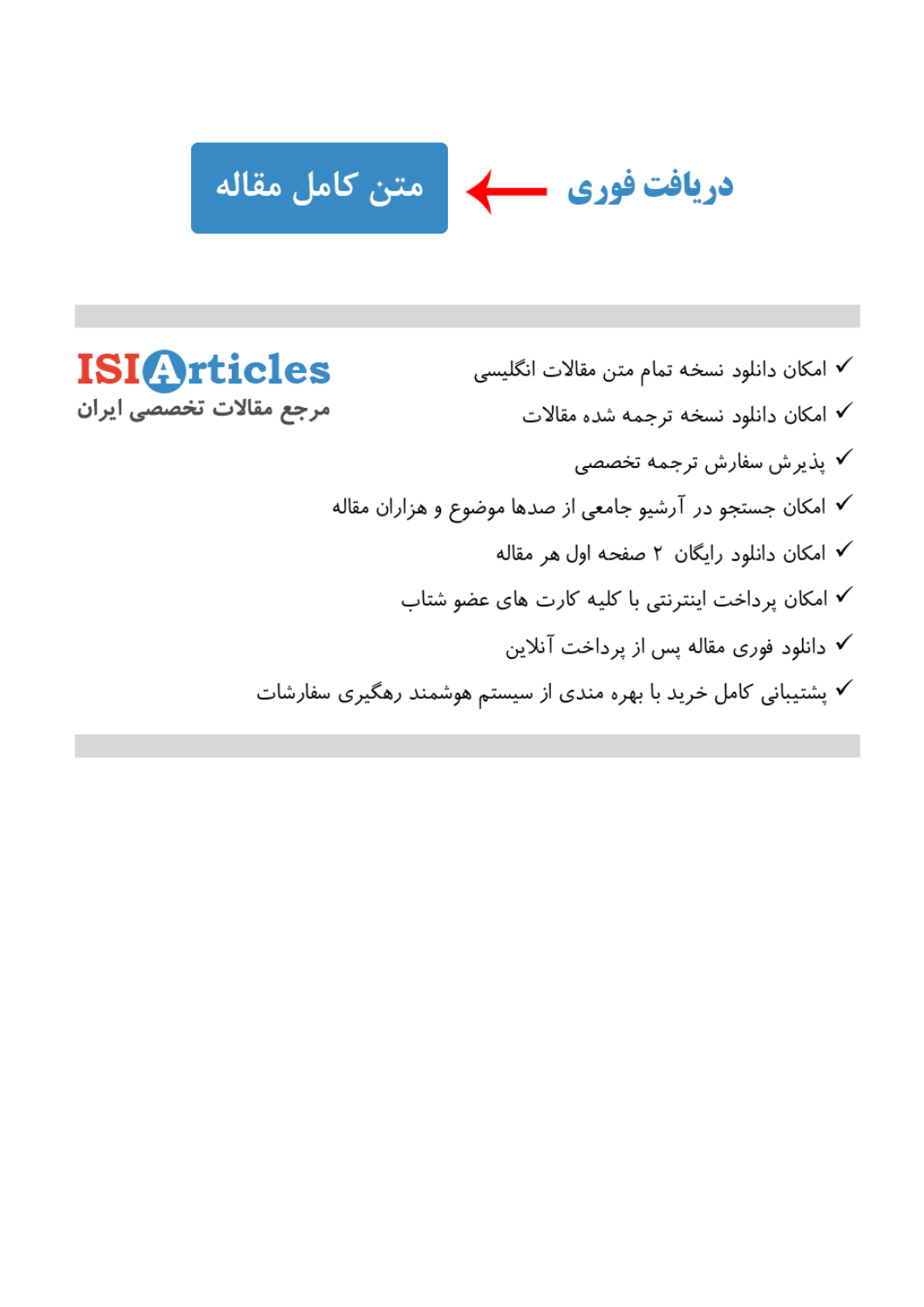**دریافت فوری** ← **متن کامل مقاله**

**ISIArticles**
مرجع مقالات تخصصی ایران

- ✓ امکان دانلود نسخه تمام متن مقالات انگلیسی
- ✓ امکان دانلود نسخه ترجمه شده مقالات
- ✓ پذیرش سفارش ترجمه تخصصی
- ✓ امکان جستجو در آرشیو جامعی از صدها موضوع و هزاران مقاله
- ✓ امکان دانلود رایگان ۲ صفحه اول هر مقاله
- ✓ امکان پرداخت اینترنتی با کلیه کارت های عضو شتاب
- ✓ دانلود فوری مقاله پس از پرداخت آنلاین
- ✓ پشتیبانی کامل خرید با بهره مندی از سیستم هوشمند رهگیری سفارشات